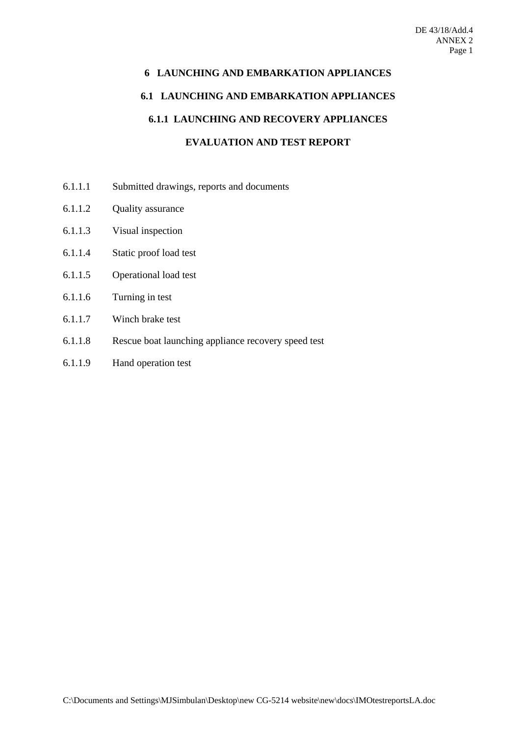# 6 LAUNCHING AND EMBARKATION APPLIANCES

## 6.1 LAUNCHING AND EMBARKATION APPLIANCES

### 6.1.1 LAUNCHING AND RECOVERY APPLIANCES

### EVALUATION AND TEST REPORT

6.1.1.1 Submitted drawings, reports and documents

6.1.1.2 Quality assurance

6.1.1.3 Visual inspection

6.1.1.4 Static proof load test

6.1.1.5 Operational load test

6.1.1.6 Turning in test

6.1.1.7 Winch brake test

6.1.1.8 Rescue boat launching appliance recovery speed test

6.1.1.9 Hand operation test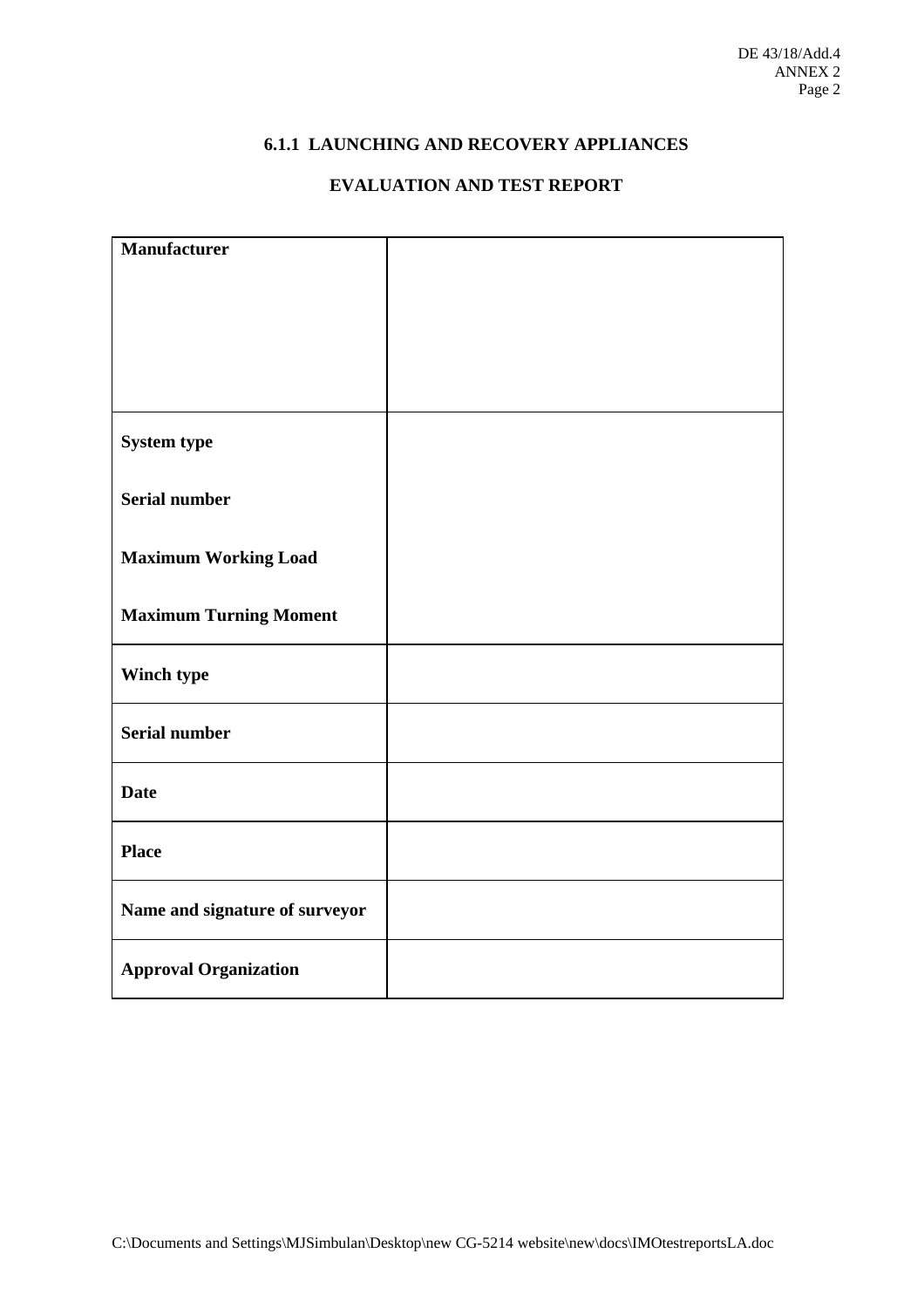### 6.1.1 LAUNCHING AND RECOVERY APPLIANCES

### EVALUATION AND TEST REPORT

| | |
|---|---|
| **Manufacturer** | |
| **System type**<br><br>**Serial number**<br><br>**Maximum Working Load**<br><br>**Maximum Turning Moment** | |
| **Winch type** | |
| **Serial number** | |
| **Date** | |
| **Place** | |
| **Name and signature of surveyor** | |
| **Approval Organization** | |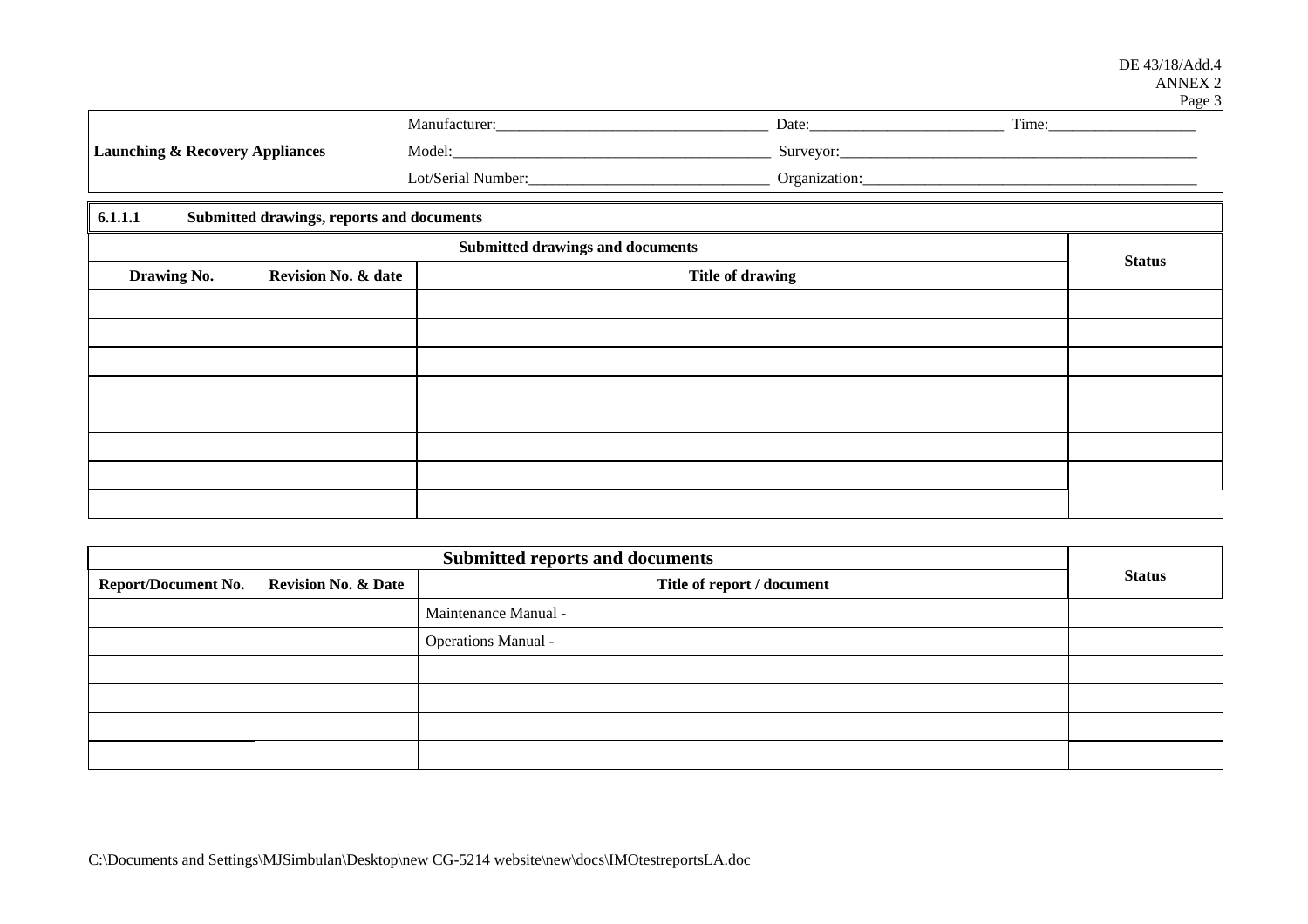| Launching & Recovery Appliances | Manufacturer:___________________________________ | Date:________________________ | Time:__________________ |
|---|---|---|---|
| | Model:_________________________________________ | Surveyor:_______________________________________________ | |
| | Lot/Serial Number:______________________________ | Organization:___________________________________________ | |

**6.1.1.1 Submitted drawings, reports and documents**

| Submitted drawings and documents | | | Status |
|---|---|---|---|
| **Drawing No.** | **Revision No. & date** | **Title of drawing** | |
| | | | |
| | | | |
| | | | |
| | | | |
| | | | |
| | | | |
| | | | |
| | | | |

| Submitted reports and documents | | | Status |
|---|---|---|---|
| **Report/Document No.** | **Revision No. & Date** | **Title of report / document** | |
| | | Maintenance Manual - | |
| | | Operations Manual - | |
| | | | |
| | | | |
| | | | |
| | | | |

C:\Documents and Settings\MJSimbulan\Desktop\new CG-5214 website\new\docs\IMOtestreportsLA.doc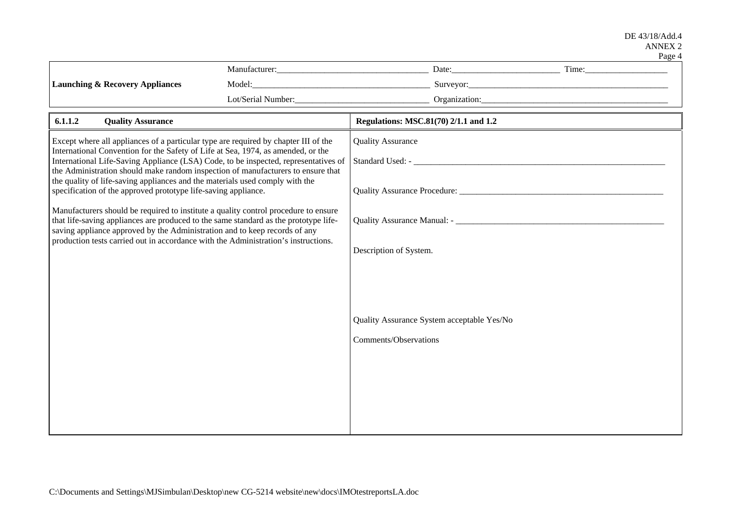| **Launching & Recovery Appliances** | Manufacturer:___________________________________ | Date:________________________ Time:__________________ |
| --- | --- | --- |
| | Model:_________________________________________ | Surveyor:______________________________________________ |
| | Lot/Serial Number:______________________________ | Organization:___________________________________________ |

| **6.1.1.2 Quality Assurance** | **Regulations: MSC.81(70) 2/1.1 and 1.2** |
| --- | --- |
| Except where all appliances of a particular type are required by chapter III of the International Convention for the Safety of Life at Sea, 1974, as amended, or the International Life-Saving Appliance (LSA) Code, to be inspected, representatives of the Administration should make random inspection of manufacturers to ensure that the quality of life-saving appliances and the materials used comply with the specification of the approved prototype life-saving appliance.<br><br>Manufacturers should be required to institute a quality control procedure to ensure that life-saving appliances are produced to the same standard as the prototype life-saving appliance approved by the Administration and to keep records of any production tests carried out in accordance with the Administration's instructions. | Quality Assurance<br><br>Standard Used: - ____________________________________________________________<br><br>Quality Assurance Procedure: ________________________________________________<br><br>Quality Assurance Manual: - ________________________________________________<br><br>Description of System.<br><br><br><br>Quality Assurance System acceptable Yes/No<br><br>Comments/Observations |

C:\Documents and Settings\MJSimbulan\Desktop\new CG-5214 website\new\docs\IMOtestreportsLA.doc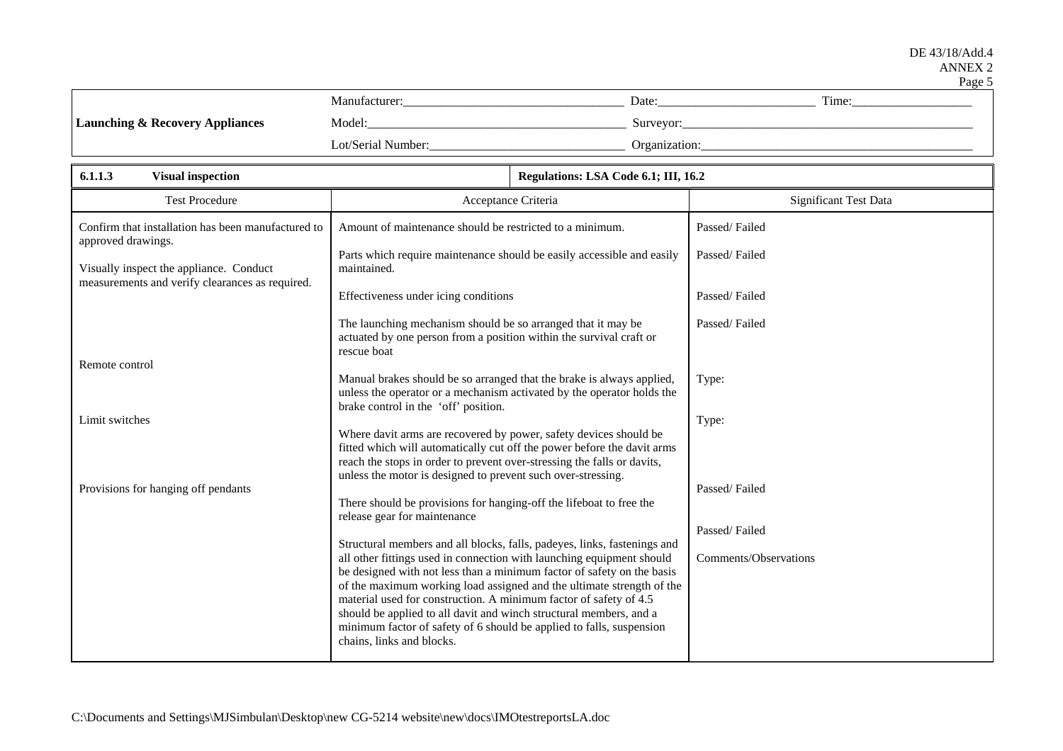| Launching & Recovery Appliances | Manufacturer:_______________ | Date:_______________ | Time:_______________ |
|---|---|---|---|
| | Model:_______________ | Surveyor:_______________ | |
| | Lot/Serial Number:_______________ | Organization:_______________ | |

| **6.1.1.3 Visual inspection** | **Regulations: LSA Code 6.1; III, 16.2** | |
|---|---|---|
| Test Procedure | Acceptance Criteria | Significant Test Data |
| Confirm that installation has been manufactured to approved drawings.<br><br>Visually inspect the appliance. Conduct measurements and verify clearances as required. | Amount of maintenance should be restricted to a minimum. | Passed/ Failed |
| | Parts which require maintenance should be easily accessible and easily maintained. | Passed/ Failed |
| | Effectiveness under icing conditions | Passed/ Failed |
| | The launching mechanism should be so arranged that it may be actuated by one person from a position within the survival craft or rescue boat | Passed/ Failed |
| Remote control | Manual brakes should be so arranged that the brake is always applied, unless the operator or a mechanism activated by the operator holds the brake control in the 'off' position. | Type: |
| Limit switches | Where davit arms are recovered by power, safety devices should be fitted which will automatically cut off the power before the davit arms reach the stops in order to prevent over-stressing the falls or davits, unless the motor is designed to prevent such over-stressing. | Type: |
| Provisions for hanging off pendants | There should be provisions for hanging-off the lifeboat to free the release gear for maintenance | Passed/ Failed |
| | Structural members and all blocks, falls, padeyes, links, fastenings and all other fittings used in connection with launching equipment should be designed with not less than a minimum factor of safety on the basis of the maximum working load assigned and the ultimate strength of the material used for construction. A minimum factor of safety of 4.5 should be applied to all davit and winch structural members, and a minimum factor of safety of 6 should be applied to falls, suspension chains, links and blocks. | Passed/ Failed<br><br>Comments/Observations |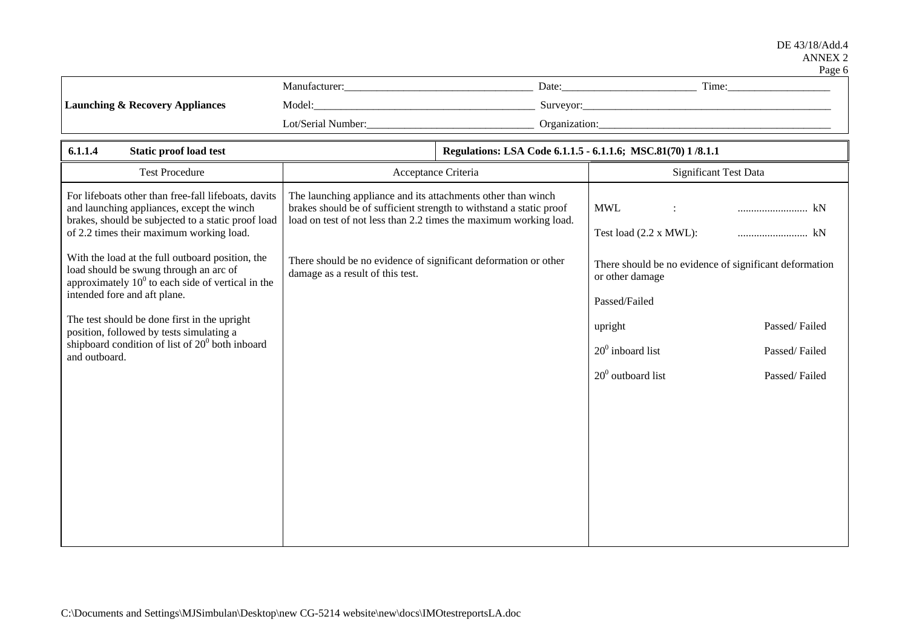| Launching & Recovery Appliances | Manufacturer:_______ | Date:_______ | Time:_______ |
|---|---|---|---|
| | Model:_______ | Surveyor:_______ | |
| | Lot/Serial Number:_______ | Organization:_______ | |

| 6.1.1.4 Static proof load test | Regulations: LSA Code 6.1.1.5 - 6.1.1.6; MSC.81(70) 1 /8.1.1 | |
|---|---|---|
| **Test Procedure** | **Acceptance Criteria** | **Significant Test Data** |
| For lifeboats other than free-fall lifeboats, davits and launching appliances, except the winch brakes, should be subjected to a static proof load of 2.2 times their maximum working load.<br><br>With the load at the full outboard position, the load should be swung through an arc of approximately $10^0$ to each side of vertical in the intended fore and aft plane.<br><br>The test should be done first in the upright position, followed by tests simulating a shipboard condition of list of $20^0$ both inboard and outboard. | The launching appliance and its attachments other than winch brakes should be of sufficient strength to withstand a static proof load on test of not less than 2.2 times the maximum working load.<br><br>There should be no evidence of significant deformation or other damage as a result of this test. | MWL : .......................... kN<br><br>Test load (2.2 x MWL): .......................... kN<br><br>There should be no evidence of significant deformation or other damage<br><br>Passed/Failed<br><br>upright Passed/ Failed<br><br>$20^0$ inboard list Passed/ Failed<br><br>$20^0$ outboard list Passed/ Failed |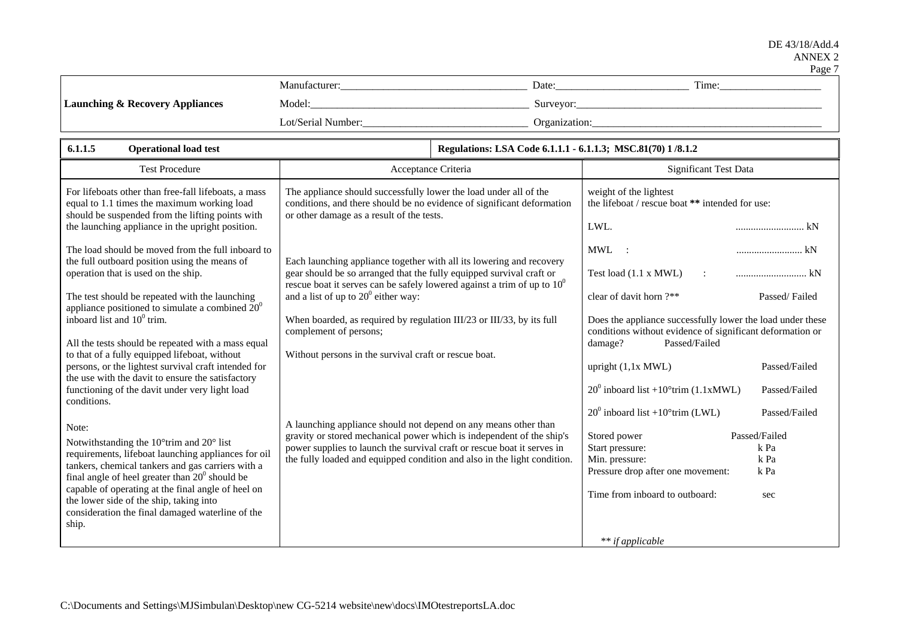| Launching & Recovery Appliances | Manufacturer:________________ | Date:____________ | Time:____________ |
|---|---|---|---|
| | Model:________________ | Surveyor:________________ | |
| | Lot/Serial Number:________________ | Organization:________________ | |

| **6.1.1.5 Operational load test** | **Regulations: LSA Code 6.1.1.1 - 6.1.1.3; MSC.81(70) 1 /8.1.2** | |
|---|---|---|
| Test Procedure | Acceptance Criteria | Significant Test Data |
| For lifeboats other than free-fall lifeboats, a mass equal to 1.1 times the maximum working load should be suspended from the lifting points with the launching appliance in the upright position.<br><br>The load should be moved from the full inboard to the full outboard position using the means of operation that is used on the ship.<br><br>The test should be repeated with the launching appliance positioned to simulate a combined $20^0$ inboard list and $10^0$ trim.<br><br>All the tests should be repeated with a mass equal to that of a fully equipped lifeboat, without persons, or the lightest survival craft intended for the use with the davit to ensure the satisfactory functioning of the davit under very light load conditions.<br><br>Note:<br>Notwithstanding the 10°trim and 20° list requirements, lifeboat launching appliances for oil tankers, chemical tankers and gas carriers with a final angle of heel greater than $20^0$ should be capable of operating at the final angle of heel on the lower side of the ship, taking into consideration the final damaged waterline of the ship. | The appliance should successfully lower the load under all of the conditions, and there should be no evidence of significant deformation or other damage as a result of the tests.<br><br>Each launching appliance together with all its lowering and recovery gear should be so arranged that the fully equipped survival craft or rescue boat it serves can be safely lowered against a trim of up to $10^0$ and a list of up to $20^0$ either way:<br><br>When boarded, as required by regulation III/23 or III/33, by its full complement of persons;<br><br>Without persons in the survival craft or rescue boat.<br><br>A launching appliance should not depend on any means other than gravity or stored mechanical power which is independent of the ship's power supplies to launch the survival craft or rescue boat it serves in the fully loaded and equipped condition and also in the light condition. | weight of the lightest the lifeboat / rescue boat ** intended for use:<br><br>LWL. .......................... kN<br><br>MWL : .......................... kN<br><br>Test load (1.1 x MWL) : .......................... kN<br><br>clear of davit horn ?** Passed/ Failed<br><br>Does the appliance successfully lower the load under these conditions without evidence of significant deformation or damage? Passed/Failed<br><br>upright (1,1x MWL) Passed/Failed<br><br>$20^0$ inboard list +10°trim (1.1xMWL) Passed/Failed<br><br>$20^0$ inboard list +10°trim (LWL) Passed/Failed<br><br>Stored power Passed/Failed<br>Start pressure: k Pa<br>Min. pressure: k Pa<br>Pressure drop after one movement: k Pa<br><br>Time from inboard to outboard: sec<br><br>*\*\* if applicable* |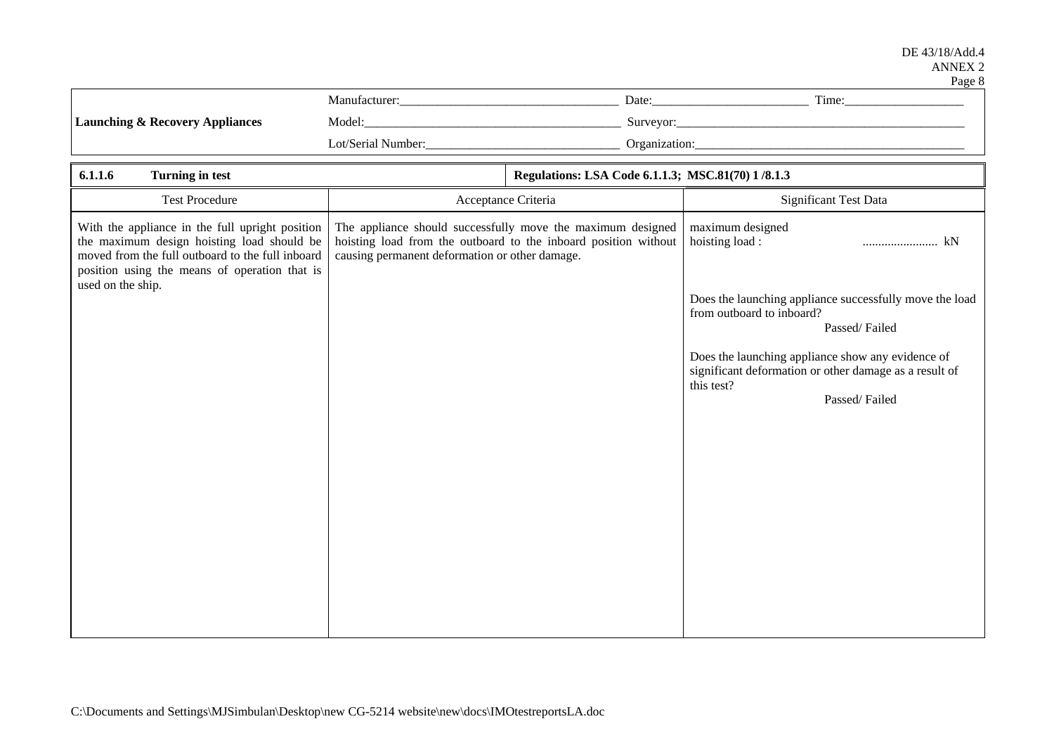| Launching & Recovery Appliances | Manufacturer:\_\_\_\_\_\_\_\_\_\_\_\_\_\_\_\_\_\_\_\_ Date:\_\_\_\_\_\_\_\_\_\_\_\_ Time:\_\_\_\_\_\_\_\_\_\_ |
|---|---|
| | Model:\_\_\_\_\_\_\_\_\_\_\_\_\_\_\_\_\_\_\_\_ Surveyor:\_\_\_\_\_\_\_\_\_\_\_\_\_\_\_\_\_\_\_\_ |
| | Lot/Serial Number:\_\_\_\_\_\_\_\_\_\_\_\_\_\_\_\_\_\_\_\_ Organization:\_\_\_\_\_\_\_\_\_\_\_\_\_\_\_\_\_\_\_\_ |

**6.1.1.6 Turning in test** — **Regulations: LSA Code 6.1.1.3; MSC.81(70) 1 /8.1.3**

| Test Procedure | Acceptance Criteria | Significant Test Data |
|---|---|---|
| With the appliance in the full upright position the maximum design hoisting load should be moved from the full outboard to the full inboard position using the means of operation that is used on the ship. | The appliance should successfully move the maximum designed hoisting load from the outboard to the inboard position without causing permanent deformation or other damage. | maximum designed hoisting load : ........................ kN<br><br>Does the launching appliance successfully move the load from outboard to inboard?<br>Passed/ Failed<br><br>Does the launching appliance show any evidence of significant deformation or other damage as a result of this test?<br>Passed/ Failed |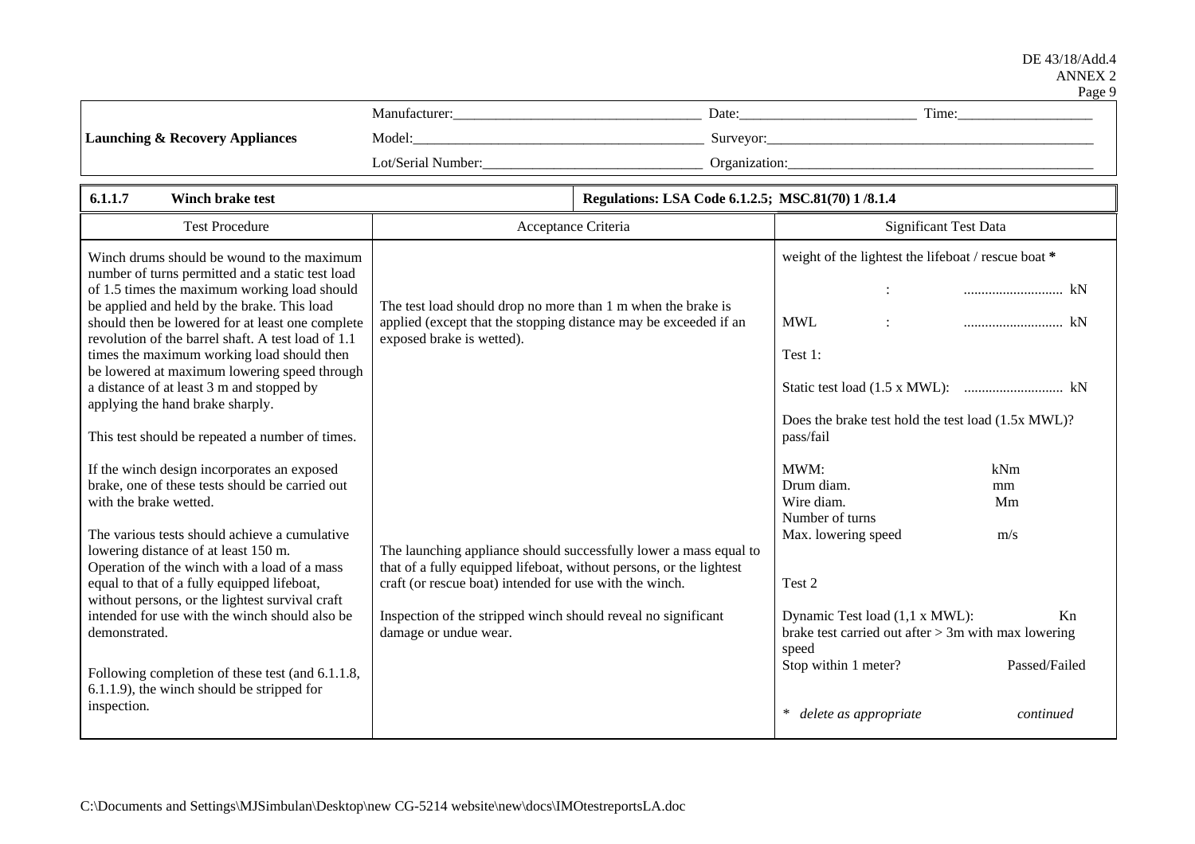| Launching & Recovery Appliances | Manufacturer:\_\_\_\_\_\_\_\_\_\_ | Date:\_\_\_\_\_\_\_\_\_\_ | Time:\_\_\_\_\_\_\_\_\_\_ |
|---|---|---|---|
| | Model:\_\_\_\_\_\_\_\_\_\_ | Surveyor:\_\_\_\_\_\_\_\_\_\_ | |
| | Lot/Serial Number:\_\_\_\_\_\_\_\_\_\_ | Organization:\_\_\_\_\_\_\_\_\_\_ | |

**6.1.1.7 Winch brake test** — **Regulations: LSA Code 6.1.2.5; MSC.81(70) 1 /8.1.4**

| Test Procedure | Acceptance Criteria | Significant Test Data |
|---|---|---|
| Winch drums should be wound to the maximum number of turns permitted and a static test load of 1.5 times the maximum working load should be applied and held by the brake. This load should then be lowered for at least one complete revolution of the barrel shaft. A test load of 1.1 times the maximum working load should then be lowered at maximum lowering speed through a distance of at least 3 m and stopped by applying the hand brake sharply.<br><br>This test should be repeated a number of times.<br><br>If the winch design incorporates an exposed brake, one of these tests should be carried out with the brake wetted.<br><br>The various tests should achieve a cumulative lowering distance of at least 150 m.<br>Operation of the winch with a load of a mass equal to that of a fully equipped lifeboat, without persons, or the lightest survival craft intended for use with the winch should also be demonstrated.<br><br>Following completion of these test (and 6.1.1.8, 6.1.1.9), the winch should be stripped for inspection. | The test load should drop no more than 1 m when the brake is applied (except that the stopping distance may be exceeded if an exposed brake is wetted).<br><br>The launching appliance should successfully lower a mass equal to that of a fully equipped lifeboat, without persons, or the lightest craft (or rescue boat) intended for use with the winch.<br><br>Inspection of the stripped winch should reveal no significant damage or undue wear. | weight of the lightest the lifeboat / rescue boat *<br><br>: ............................ kN<br><br>MWL : ............................ kN<br><br>Test 1:<br><br>Static test load (1.5 x MWL): ............................ kN<br><br>Does the brake test hold the test load (1.5x MWL)? pass/fail<br><br>MWM: kNm<br>Drum diam. mm<br>Wire diam. Mm<br>Number of turns<br>Max. lowering speed m/s<br><br>Test 2<br><br>Dynamic Test load (1,1 x MWL): Kn<br>brake test carried out after > 3m with max lowering speed<br>Stop within 1 meter? Passed/Failed<br><br>* *delete as appropriate* *continued* |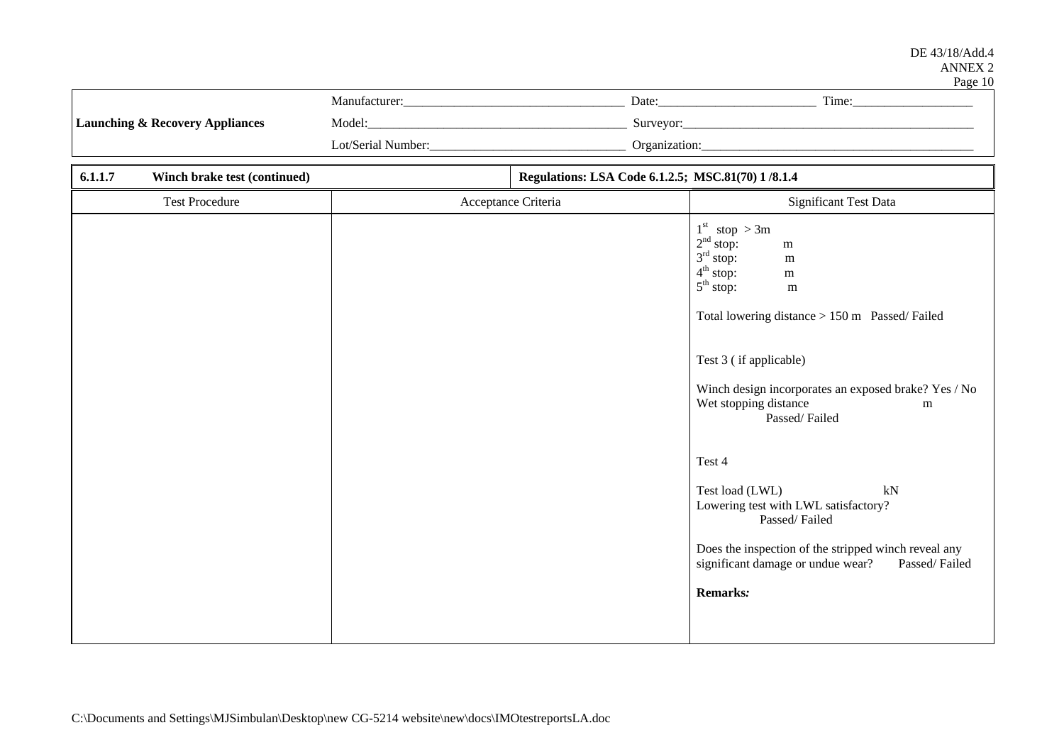| Launching & Recovery Appliances | Manufacturer:\_\_\_\_\_\_\_\_\_\_\_\_\_\_\_\_\_\_\_\_\_\_\_\_\_\_\_\_\_\_\_\_\_\_ | Date:\_\_\_\_\_\_\_\_\_\_\_\_\_\_\_\_\_\_\_\_\_\_\_\_\_ Time:\_\_\_\_\_\_\_\_\_\_\_\_\_\_\_\_\_\_\_ |
|---|---|---|
| | Model:\_\_\_\_\_\_\_\_\_\_\_\_\_\_\_\_\_\_\_\_\_\_\_\_\_\_\_\_\_\_\_\_\_\_\_\_\_\_\_\_\_\_ | Surveyor:\_\_\_\_\_\_\_\_\_\_\_\_\_\_\_\_\_\_\_\_\_\_\_\_\_\_\_\_\_\_\_\_\_\_\_\_\_\_\_\_\_\_\_\_\_\_\_ |
| | Lot/Serial Number:\_\_\_\_\_\_\_\_\_\_\_\_\_\_\_\_\_\_\_\_\_\_\_\_\_\_\_\_\_\_\_ | Organization:\_\_\_\_\_\_\_\_\_\_\_\_\_\_\_\_\_\_\_\_\_\_\_\_\_\_\_\_\_\_\_\_\_\_\_\_\_\_\_\_\_\_\_ |

| **6.1.1.7 Winch brake test (continued)** | | **Regulations: LSA Code 6.1.2.5; MSC.81(70) 1 /8.1.4** |
|---|---|---|
| Test Procedure | Acceptance Criteria | Significant Test Data |
| | | 1st stop > 3m<br>2nd stop: m<br>3rd stop: m<br>4th stop: m<br>5th stop: m<br><br>Total lowering distance > 150 m Passed/ Failed<br><br>Test 3 ( if applicable)<br><br>Winch design incorporates an exposed brake? Yes / No<br>Wet stopping distance m<br>Passed/ Failed<br><br>Test 4<br><br>Test load (LWL) kN<br>Lowering test with LWL satisfactory?<br>Passed/ Failed<br><br>Does the inspection of the stripped winch reveal any significant damage or undue wear? Passed/ Failed<br><br>**Remarks:** |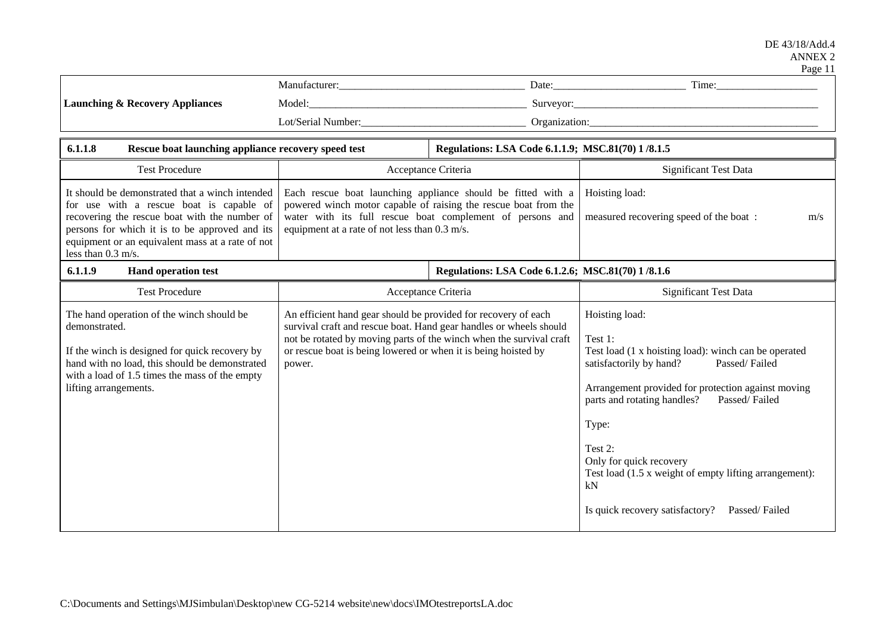| Launching & Recovery Appliances | Manufacturer:\_\_\_\_\_\_\_\_\_\_\_\_\_\_\_\_ | Date:\_\_\_\_\_\_\_\_\_\_\_\_ Time:\_\_\_\_\_\_\_\_\_\_ |
|---|---|---|
| | Model:\_\_\_\_\_\_\_\_\_\_\_\_\_\_\_\_ | Surveyor:\_\_\_\_\_\_\_\_\_\_\_\_\_\_\_\_ |
| | Lot/Serial Number:\_\_\_\_\_\_\_\_\_\_\_\_ | Organization:\_\_\_\_\_\_\_\_\_\_\_\_\_\_\_\_ |

**6.1.1.8 Rescue boat launching appliance recovery speed test** — **Regulations: LSA Code 6.1.1.9; MSC.81(70) 1 /8.1.5**

| Test Procedure | Acceptance Criteria | Significant Test Data |
|---|---|---|
| It should be demonstrated that a winch intended for use with a rescue boat is capable of recovering the rescue boat with the number of persons for which it is to be approved and its equipment or an equivalent mass at a rate of not less than 0.3 m/s. | Each rescue boat launching appliance should be fitted with a powered winch motor capable of raising the rescue boat from the water with its full rescue boat complement of persons and equipment at a rate of not less than 0.3 m/s. | Hoisting load:<br><br>measured recovering speed of the boat : m/s |

**6.1.1.9 Hand operation test** — **Regulations: LSA Code 6.1.2.6; MSC.81(70) 1 /8.1.6**

| Test Procedure | Acceptance Criteria | Significant Test Data |
|---|---|---|
| The hand operation of the winch should be demonstrated.<br><br>If the winch is designed for quick recovery by hand with no load, this should be demonstrated with a load of 1.5 times the mass of the empty lifting arrangements. | An efficient hand gear should be provided for recovery of each survival craft and rescue boat. Hand gear handles or wheels should not be rotated by moving parts of the winch when the survival craft or rescue boat is being lowered or when it is being hoisted by power. | Hoisting load:<br><br>Test 1:<br>Test load (1 x hoisting load): winch can be operated satisfactorily by hand? Passed/ Failed<br><br>Arrangement provided for protection against moving parts and rotating handles? Passed/ Failed<br><br>Type:<br><br>Test 2:<br>Only for quick recovery<br>Test load (1.5 x weight of empty lifting arrangement): kN<br><br>Is quick recovery satisfactory? Passed/ Failed |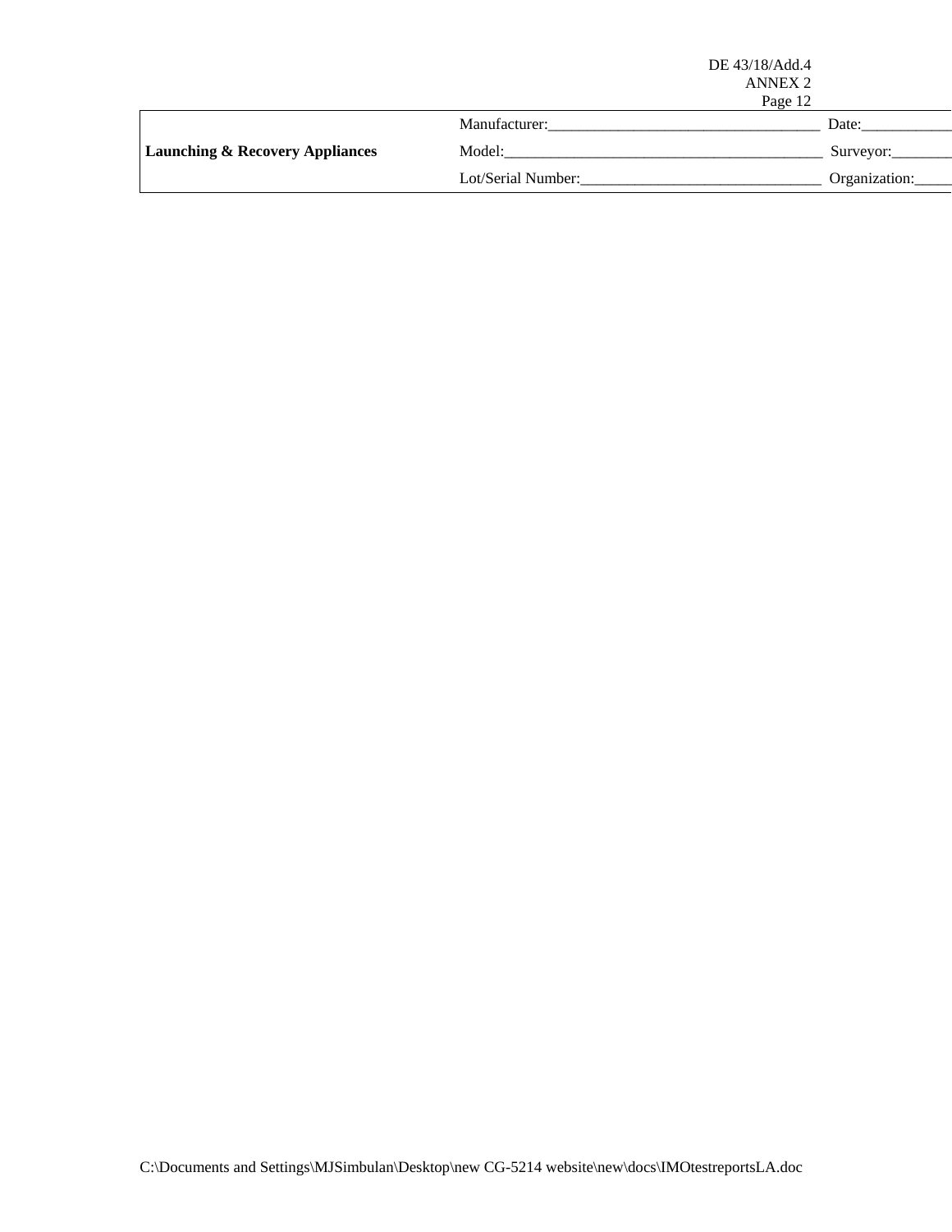| | | |
|---|---|---|
| **Launching & Recovery Appliances** | Manufacturer:___________________________________ | Date:___________ |
| | Model:_________________________________________ | Surveyor:________ |
| | Lot/Serial Number:______________________________ | Organization:_____ |

C:\Documents and Settings\MJSimbulan\Desktop\new CG-5214 website\new\docs\IMOtestreportsLA.doc